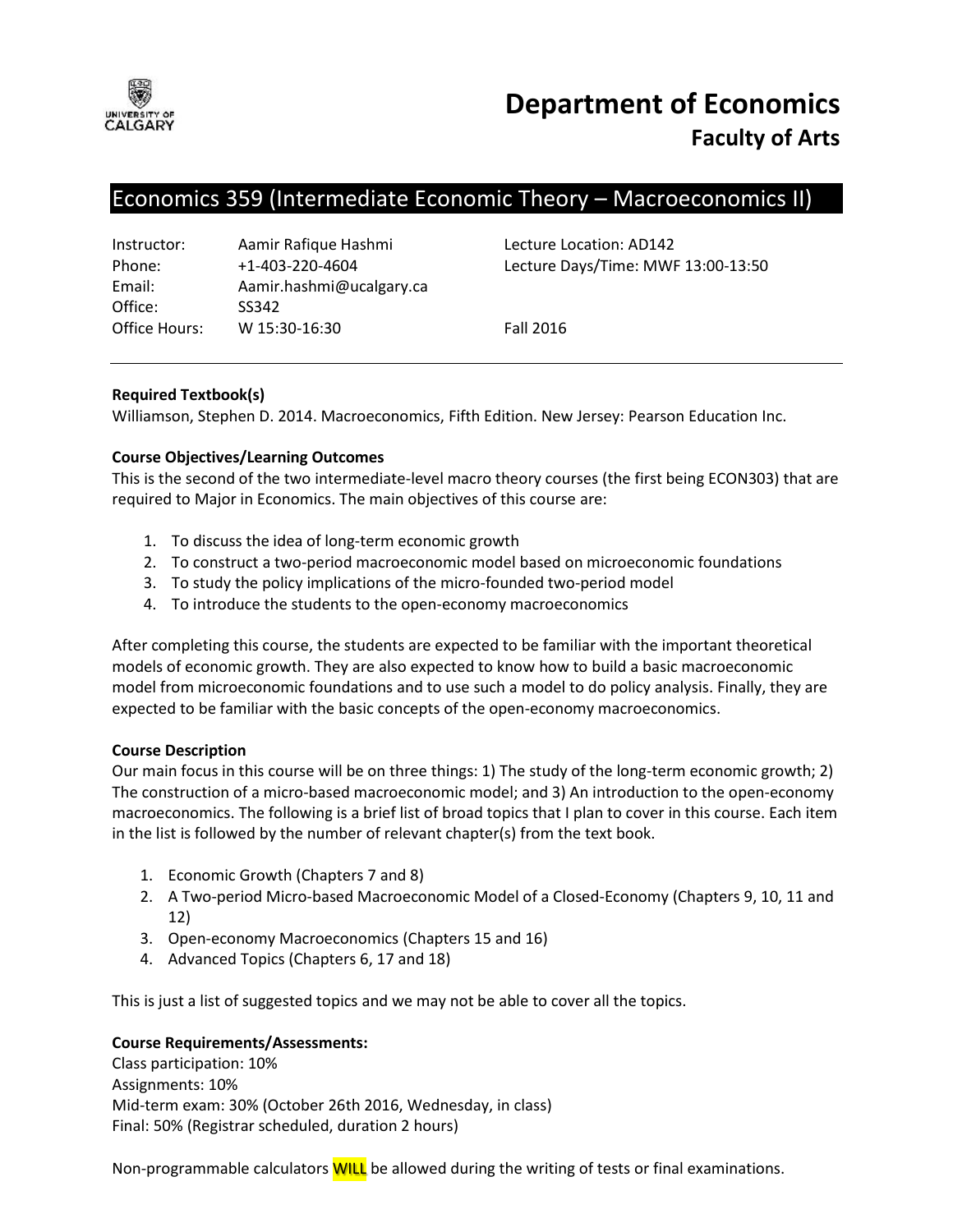# Department of Economics

## Faculty of Arts

## Economics 359 (Intermediate Economic Theory – Macroeconomics II)

Instructor: Aamir Rafique Hashmi
Phone: +1-403-220-4604
Email: Aamir.hashmi@ucalgary.ca
Office: SS342
Office Hours: W 15:30-16:30

Lecture Location: AD142
Lecture Days/Time: MWF 13:00-13:50

Fall 2016

**Required Textbook(s)**
Williamson, Stephen D. 2014. Macroeconomics, Fifth Edition. New Jersey: Pearson Education Inc.

**Course Objectives/Learning Outcomes**
This is the second of the two intermediate-level macro theory courses (the first being ECON303) that are required to Major in Economics. The main objectives of this course are:

1. To discuss the idea of long-term economic growth
2. To construct a two-period macroeconomic model based on microeconomic foundations
3. To study the policy implications of the micro-founded two-period model
4. To introduce the students to the open-economy macroeconomics

After completing this course, the students are expected to be familiar with the important theoretical models of economic growth. They are also expected to know how to build a basic macroeconomic model from microeconomic foundations and to use such a model to do policy analysis. Finally, they are expected to be familiar with the basic concepts of the open-economy macroeconomics.

**Course Description**
Our main focus in this course will be on three things: 1) The study of the long-term economic growth; 2) The construction of a micro-based macroeconomic model; and 3) An introduction to the open-economy macroeconomics. The following is a brief list of broad topics that I plan to cover in this course. Each item in the list is followed by the number of relevant chapter(s) from the text book.

1. Economic Growth (Chapters 7 and 8)
2. A Two-period Micro-based Macroeconomic Model of a Closed-Economy (Chapters 9, 10, 11 and 12)
3. Open-economy Macroeconomics (Chapters 15 and 16)
4. Advanced Topics (Chapters 6, 17 and 18)

This is just a list of suggested topics and we may not be able to cover all the topics.

**Course Requirements/Assessments:**
Class participation: 10%
Assignments: 10%
Mid-term exam: 30% (October 26th 2016, Wednesday, in class)
Final: 50% (Registrar scheduled, duration 2 hours)

Non-programmable calculators WILL be allowed during the writing of tests or final examinations.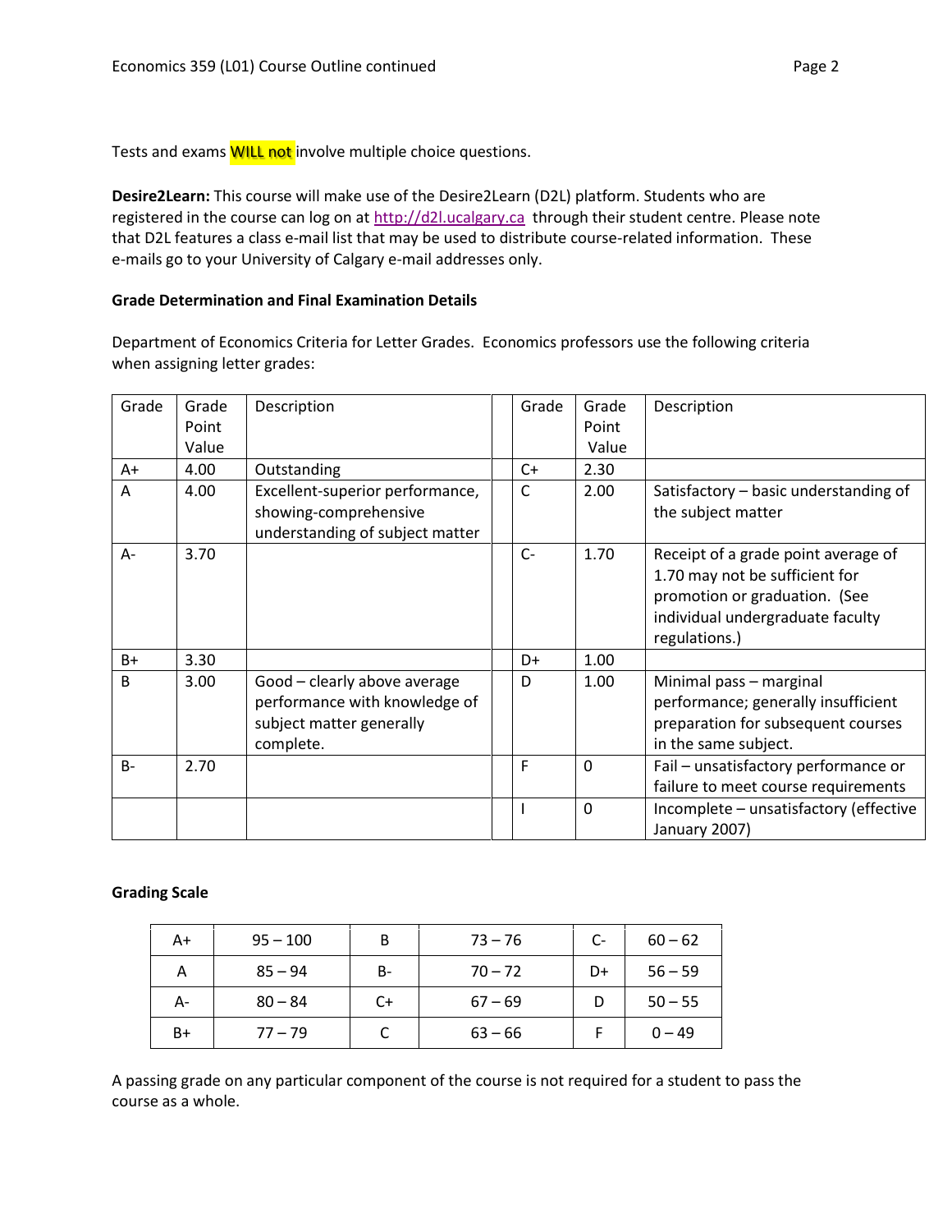Tests and exams WILL not involve multiple choice questions.

**Desire2Learn:** This course will make use of the Desire2Learn (D2L) platform. Students who are registered in the course can log on at http://d2l.ucalgary.ca through their student centre. Please note that D2L features a class e-mail list that may be used to distribute course-related information. These e-mails go to your University of Calgary e-mail addresses only.

**Grade Determination and Final Examination Details**

Department of Economics Criteria for Letter Grades. Economics professors use the following criteria when assigning letter grades:

| Grade | Grade Point Value | Description | | Grade | Grade Point Value | Description |
|---|---|---|---|---|---|---|
| A+ | 4.00 | Outstanding | | C+ | 2.30 | |
| A | 4.00 | Excellent-superior performance, showing-comprehensive understanding of subject matter | | C | 2.00 | Satisfactory – basic understanding of the subject matter |
| A- | 3.70 | | | C- | 1.70 | Receipt of a grade point average of 1.70 may not be sufficient for promotion or graduation. (See individual undergraduate faculty regulations.) |
| B+ | 3.30 | | | D+ | 1.00 | |
| B | 3.00 | Good – clearly above average performance with knowledge of subject matter generally complete. | | D | 1.00 | Minimal pass – marginal performance; generally insufficient preparation for subsequent courses in the same subject. |
| B- | 2.70 | | | F | 0 | Fail – unsatisfactory performance or failure to meet course requirements |
| | | | | I | 0 | Incomplete – unsatisfactory (effective January 2007) |

**Grading Scale**

| A+ | 95 – 100 | B | 73 – 76 | C- | 60 – 62 |
|---|---|---|---|---|---|
| A | 85 – 94 | B- | 70 – 72 | D+ | 56 – 59 |
| A- | 80 – 84 | C+ | 67 – 69 | D | 50 – 55 |
| B+ | 77 – 79 | C | 63 – 66 | F | 0 – 49 |

A passing grade on any particular component of the course is not required for a student to pass the course as a whole.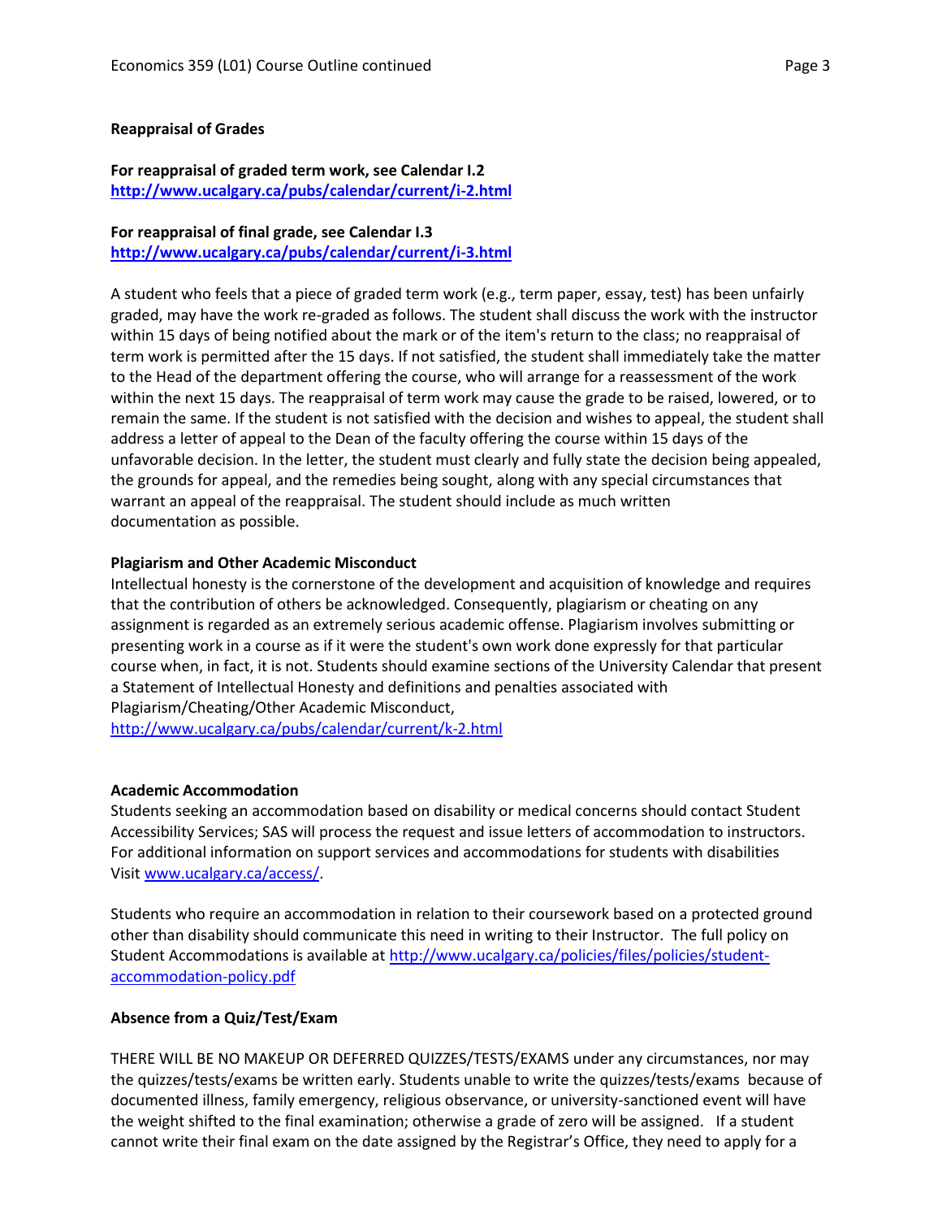**Reappraisal of Grades**

**For reappraisal of graded term work, see Calendar I.2**
**http://www.ucalgary.ca/pubs/calendar/current/i-2.html**

**For reappraisal of final grade, see Calendar I.3**
**http://www.ucalgary.ca/pubs/calendar/current/i-3.html**

A student who feels that a piece of graded term work (e.g., term paper, essay, test) has been unfairly graded, may have the work re-graded as follows. The student shall discuss the work with the instructor within 15 days of being notified about the mark or of the item's return to the class; no reappraisal of term work is permitted after the 15 days. If not satisfied, the student shall immediately take the matter to the Head of the department offering the course, who will arrange for a reassessment of the work within the next 15 days. The reappraisal of term work may cause the grade to be raised, lowered, or to remain the same. If the student is not satisfied with the decision and wishes to appeal, the student shall address a letter of appeal to the Dean of the faculty offering the course within 15 days of the unfavorable decision. In the letter, the student must clearly and fully state the decision being appealed, the grounds for appeal, and the remedies being sought, along with any special circumstances that warrant an appeal of the reappraisal. The student should include as much written documentation as possible.

**Plagiarism and Other Academic Misconduct**

Intellectual honesty is the cornerstone of the development and acquisition of knowledge and requires that the contribution of others be acknowledged. Consequently, plagiarism or cheating on any assignment is regarded as an extremely serious academic offense. Plagiarism involves submitting or presenting work in a course as if it were the student's own work done expressly for that particular course when, in fact, it is not. Students should examine sections of the University Calendar that present a Statement of Intellectual Honesty and definitions and penalties associated with Plagiarism/Cheating/Other Academic Misconduct,
http://www.ucalgary.ca/pubs/calendar/current/k-2.html

**Academic Accommodation**

Students seeking an accommodation based on disability or medical concerns should contact Student Accessibility Services; SAS will process the request and issue letters of accommodation to instructors. For additional information on support services and accommodations for students with disabilities Visit www.ucalgary.ca/access/.

Students who require an accommodation in relation to their coursework based on a protected ground other than disability should communicate this need in writing to their Instructor. The full policy on Student Accommodations is available at http://www.ucalgary.ca/policies/files/policies/student-accommodation-policy.pdf

**Absence from a Quiz/Test/Exam**

THERE WILL BE NO MAKEUP OR DEFERRED QUIZZES/TESTS/EXAMS under any circumstances, nor may the quizzes/tests/exams be written early. Students unable to write the quizzes/tests/exams because of documented illness, family emergency, religious observance, or university-sanctioned event will have the weight shifted to the final examination; otherwise a grade of zero will be assigned. If a student cannot write their final exam on the date assigned by the Registrar's Office, they need to apply for a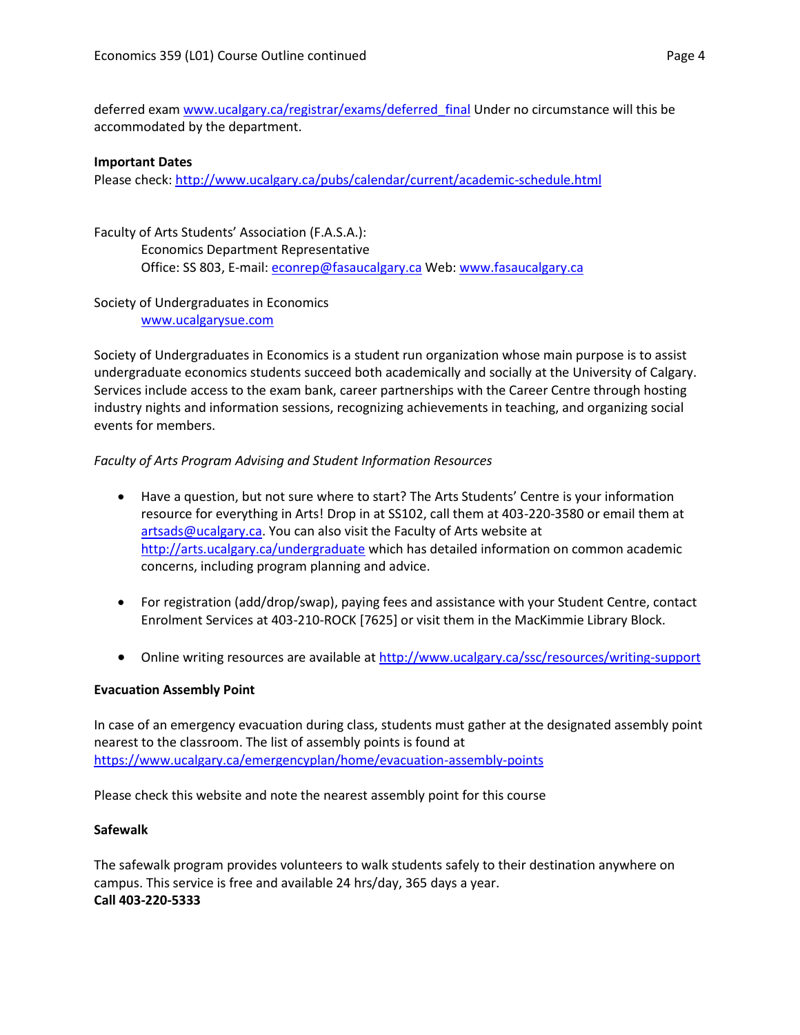deferred exam www.ucalgary.ca/registrar/exams/deferred_final Under no circumstance will this be accommodated by the department.

**Important Dates**
Please check: http://www.ucalgary.ca/pubs/calendar/current/academic-schedule.html

Faculty of Arts Students' Association (F.A.S.A.):
Economics Department Representative
Office: SS 803, E-mail: econrep@fasaucalgary.ca Web: www.fasaucalgary.ca

Society of Undergraduates in Economics
www.ucalgarysue.com

Society of Undergraduates in Economics is a student run organization whose main purpose is to assist undergraduate economics students succeed both academically and socially at the University of Calgary. Services include access to the exam bank, career partnerships with the Career Centre through hosting industry nights and information sessions, recognizing achievements in teaching, and organizing social events for members.

*Faculty of Arts Program Advising and Student Information Resources*

- Have a question, but not sure where to start? The Arts Students' Centre is your information resource for everything in Arts! Drop in at SS102, call them at 403-220-3580 or email them at artsads@ucalgary.ca. You can also visit the Faculty of Arts website at http://arts.ucalgary.ca/undergraduate which has detailed information on common academic concerns, including program planning and advice.
- For registration (add/drop/swap), paying fees and assistance with your Student Centre, contact Enrolment Services at 403-210-ROCK [7625] or visit them in the MacKimmie Library Block.
- Online writing resources are available at http://www.ucalgary.ca/ssc/resources/writing-support

**Evacuation Assembly Point**

In case of an emergency evacuation during class, students must gather at the designated assembly point nearest to the classroom. The list of assembly points is found at https://www.ucalgary.ca/emergencyplan/home/evacuation-assembly-points

Please check this website and note the nearest assembly point for this course

**Safewalk**

The safewalk program provides volunteers to walk students safely to their destination anywhere on campus. This service is free and available 24 hrs/day, 365 days a year.
**Call 403-220-5333**